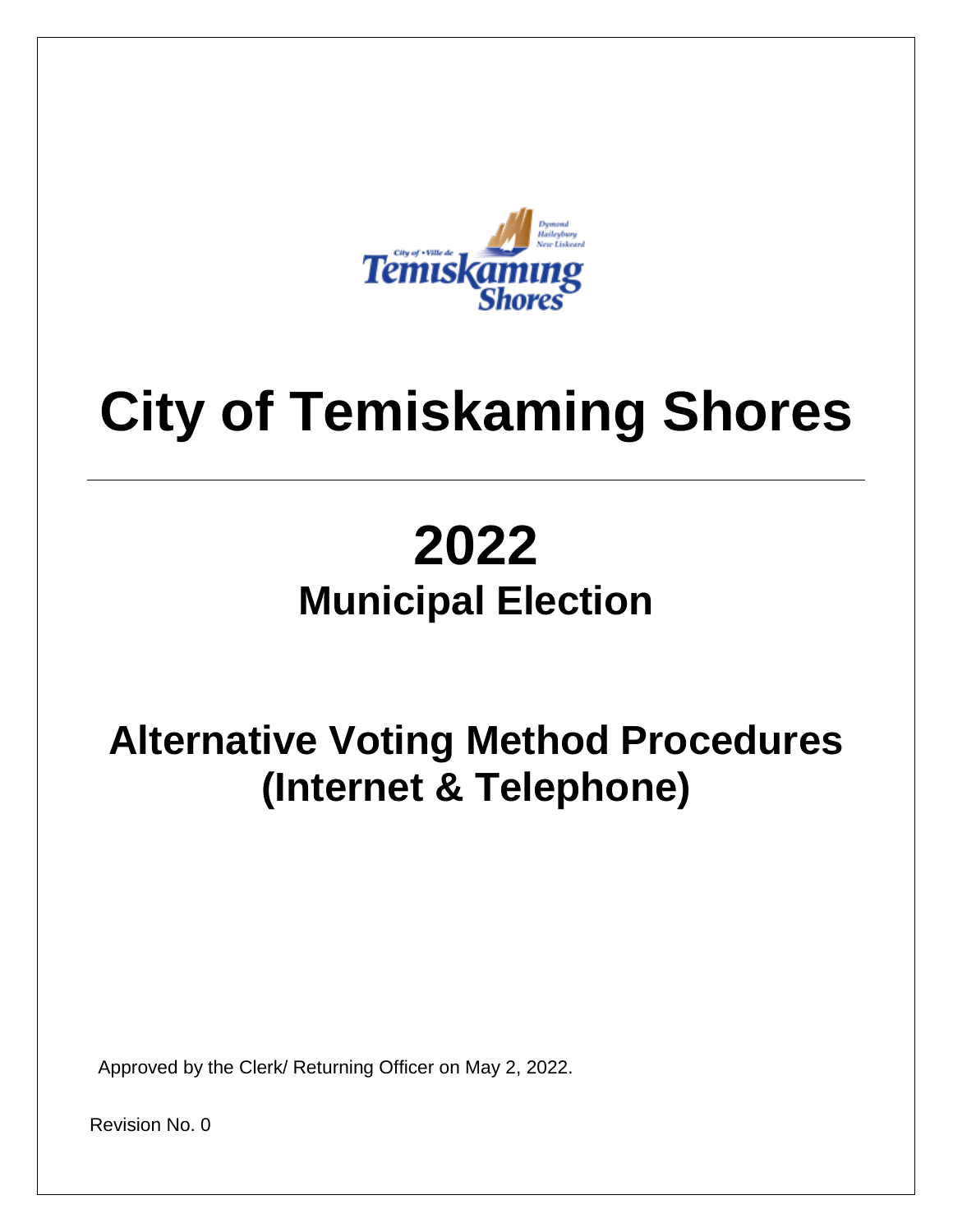# City of Temiskaming Shores

---

# 2022
## Municipal Election

## Alternative Voting Method Procedures (Internet & Telephone)

Approved by the Clerk/ Returning Officer on May 2, 2022.

Revision No. 0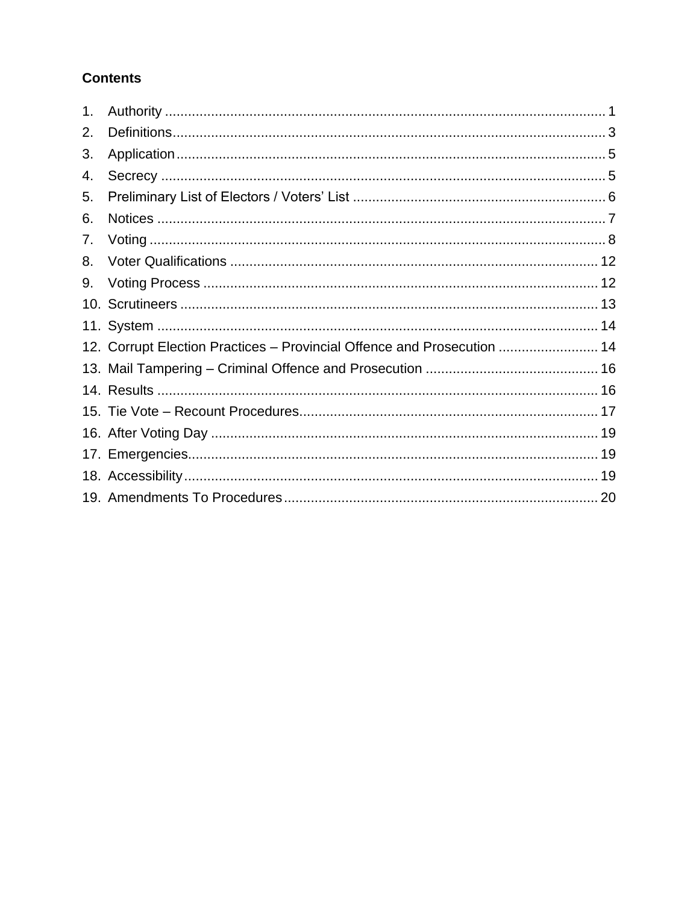**Contents**

1. Authority .......... 1
2. Definitions .......... 3
3. Application .......... 5
4. Secrecy .......... 5
5. Preliminary List of Electors / Voters' List .......... 6
6. Notices .......... 7
7. Voting .......... 8
8. Voter Qualifications .......... 12
9. Voting Process .......... 12
10. Scrutineers .......... 13
11. System .......... 14
12. Corrupt Election Practices – Provincial Offence and Prosecution .......... 14
13. Mail Tampering – Criminal Offence and Prosecution .......... 16
14. Results .......... 16
15. Tie Vote – Recount Procedures .......... 17
16. After Voting Day .......... 19
17. Emergencies .......... 19
18. Accessibility .......... 19
19. Amendments To Procedures .......... 20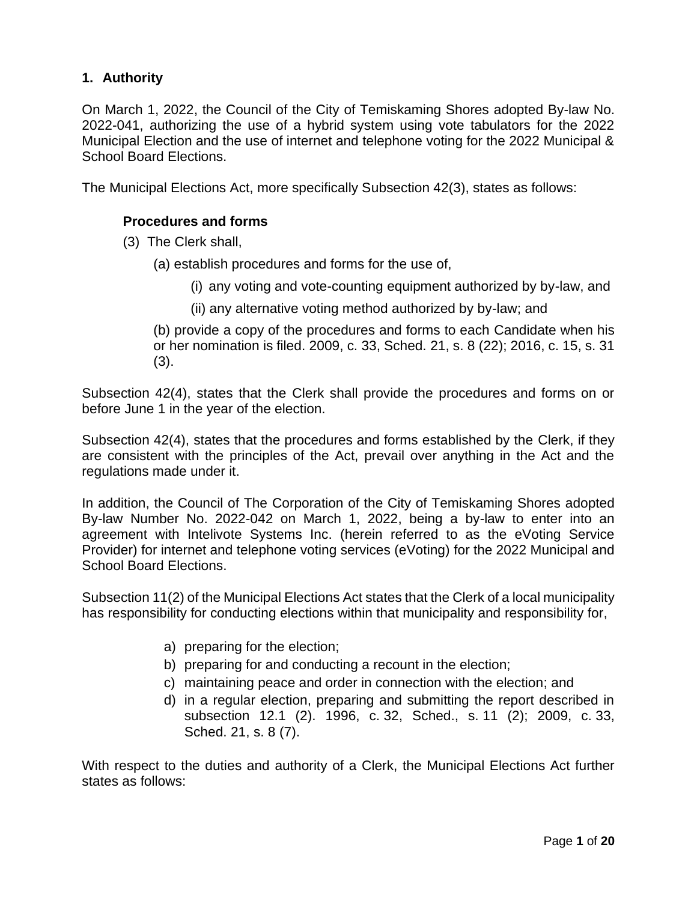## 1. Authority

On March 1, 2022, the Council of the City of Temiskaming Shores adopted By-law No. 2022-041, authorizing the use of a hybrid system using vote tabulators for the 2022 Municipal Election and the use of internet and telephone voting for the 2022 Municipal & School Board Elections.

The Municipal Elections Act, more specifically Subsection 42(3), states as follows:

> **Procedures and forms**
>
> (3) The Clerk shall,
>
> (a) establish procedures and forms for the use of,
>
> (i) any voting and vote-counting equipment authorized by by-law, and
>
> (ii) any alternative voting method authorized by by-law; and
>
> (b) provide a copy of the procedures and forms to each Candidate when his or her nomination is filed. 2009, c. 33, Sched. 21, s. 8 (22); 2016, c. 15, s. 31 (3).

Subsection 42(4), states that the Clerk shall provide the procedures and forms on or before June 1 in the year of the election.

Subsection 42(4), states that the procedures and forms established by the Clerk, if they are consistent with the principles of the Act, prevail over anything in the Act and the regulations made under it.

In addition, the Council of The Corporation of the City of Temiskaming Shores adopted By-law Number No. 2022-042 on March 1, 2022, being a by-law to enter into an agreement with Intelivote Systems Inc. (herein referred to as the eVoting Service Provider) for internet and telephone voting services (eVoting) for the 2022 Municipal and School Board Elections.

Subsection 11(2) of the Municipal Elections Act states that the Clerk of a local municipality has responsibility for conducting elections within that municipality and responsibility for,

a) preparing for the election;
b) preparing for and conducting a recount in the election;
c) maintaining peace and order in connection with the election; and
d) in a regular election, preparing and submitting the report described in subsection 12.1 (2). 1996, c. 32, Sched., s. 11 (2); 2009, c. 33, Sched. 21, s. 8 (7).

With respect to the duties and authority of a Clerk, the Municipal Elections Act further states as follows: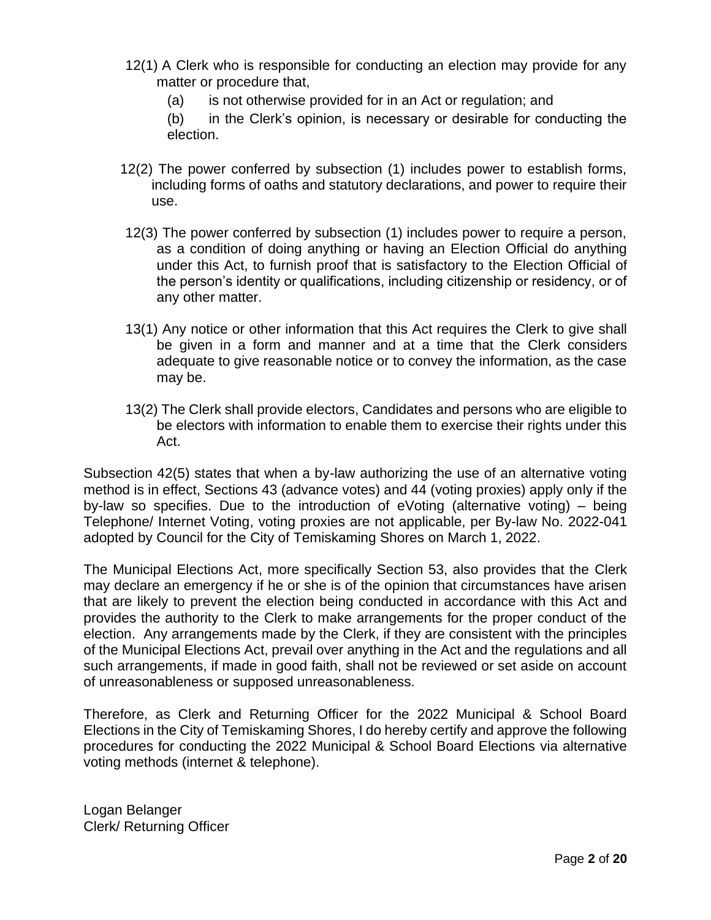12(1) A Clerk who is responsible for conducting an election may provide for any matter or procedure that,

(a) is not otherwise provided for in an Act or regulation; and

(b) in the Clerk's opinion, is necessary or desirable for conducting the election.

12(2) The power conferred by subsection (1) includes power to establish forms, including forms of oaths and statutory declarations, and power to require their use.

12(3) The power conferred by subsection (1) includes power to require a person, as a condition of doing anything or having an Election Official do anything under this Act, to furnish proof that is satisfactory to the Election Official of the person's identity or qualifications, including citizenship or residency, or of any other matter.

13(1) Any notice or other information that this Act requires the Clerk to give shall be given in a form and manner and at a time that the Clerk considers adequate to give reasonable notice or to convey the information, as the case may be.

13(2) The Clerk shall provide electors, Candidates and persons who are eligible to be electors with information to enable them to exercise their rights under this Act.

Subsection 42(5) states that when a by-law authorizing the use of an alternative voting method is in effect, Sections 43 (advance votes) and 44 (voting proxies) apply only if the by-law so specifies. Due to the introduction of eVoting (alternative voting) – being Telephone/ Internet Voting, voting proxies are not applicable, per By-law No. 2022-041 adopted by Council for the City of Temiskaming Shores on March 1, 2022.

The Municipal Elections Act, more specifically Section 53, also provides that the Clerk may declare an emergency if he or she is of the opinion that circumstances have arisen that are likely to prevent the election being conducted in accordance with this Act and provides the authority to the Clerk to make arrangements for the proper conduct of the election. Any arrangements made by the Clerk, if they are consistent with the principles of the Municipal Elections Act, prevail over anything in the Act and the regulations and all such arrangements, if made in good faith, shall not be reviewed or set aside on account of unreasonableness or supposed unreasonableness.

Therefore, as Clerk and Returning Officer for the 2022 Municipal & School Board Elections in the City of Temiskaming Shores, I do hereby certify and approve the following procedures for conducting the 2022 Municipal & School Board Elections via alternative voting methods (internet & telephone).

Logan Belanger
Clerk/ Returning Officer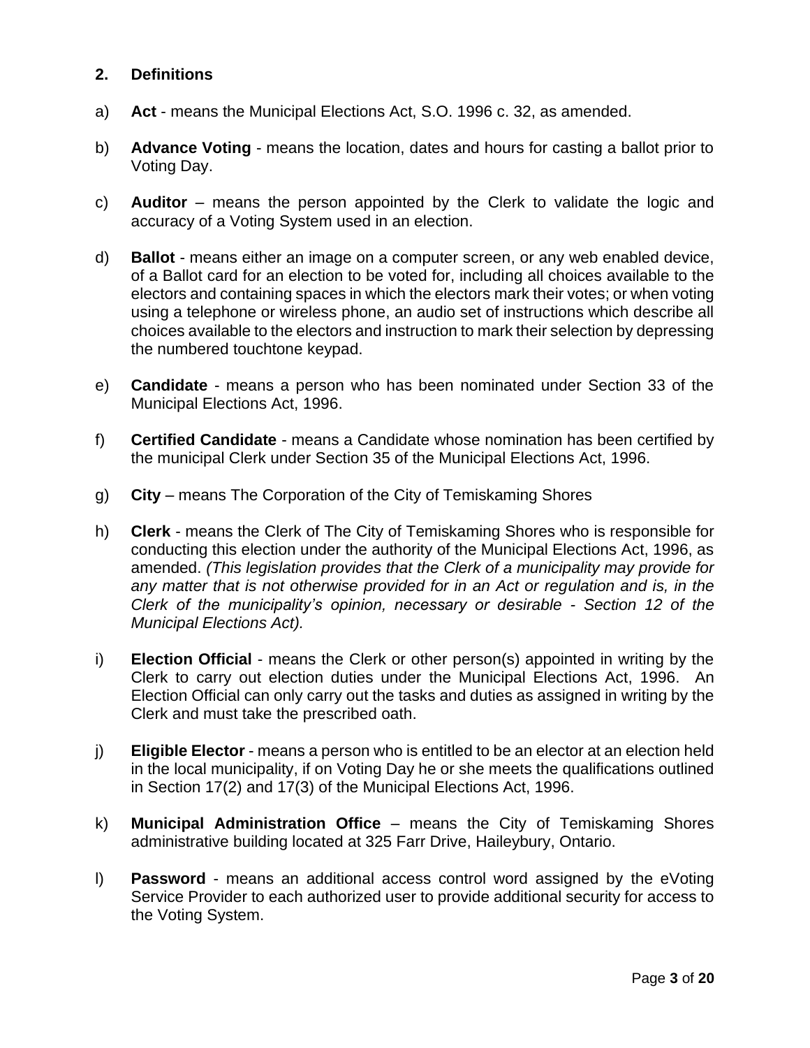## 2. Definitions

a) **Act** - means the Municipal Elections Act, S.O. 1996 c. 32, as amended.

b) **Advance Voting** - means the location, dates and hours for casting a ballot prior to Voting Day.

c) **Auditor** – means the person appointed by the Clerk to validate the logic and accuracy of a Voting System used in an election.

d) **Ballot** - means either an image on a computer screen, or any web enabled device, of a Ballot card for an election to be voted for, including all choices available to the electors and containing spaces in which the electors mark their votes; or when voting using a telephone or wireless phone, an audio set of instructions which describe all choices available to the electors and instruction to mark their selection by depressing the numbered touchtone keypad.

e) **Candidate** - means a person who has been nominated under Section 33 of the Municipal Elections Act, 1996.

f) **Certified Candidate** - means a Candidate whose nomination has been certified by the municipal Clerk under Section 35 of the Municipal Elections Act, 1996.

g) **City** – means The Corporation of the City of Temiskaming Shores

h) **Clerk** - means the Clerk of The City of Temiskaming Shores who is responsible for conducting this election under the authority of the Municipal Elections Act, 1996, as amended. *(This legislation provides that the Clerk of a municipality may provide for any matter that is not otherwise provided for in an Act or regulation and is, in the Clerk of the municipality's opinion, necessary or desirable - Section 12 of the Municipal Elections Act).*

i) **Election Official** - means the Clerk or other person(s) appointed in writing by the Clerk to carry out election duties under the Municipal Elections Act, 1996. An Election Official can only carry out the tasks and duties as assigned in writing by the Clerk and must take the prescribed oath.

j) **Eligible Elector** - means a person who is entitled to be an elector at an election held in the local municipality, if on Voting Day he or she meets the qualifications outlined in Section 17(2) and 17(3) of the Municipal Elections Act, 1996.

k) **Municipal Administration Office** – means the City of Temiskaming Shores administrative building located at 325 Farr Drive, Haileybury, Ontario.

l) **Password** - means an additional access control word assigned by the eVoting Service Provider to each authorized user to provide additional security for access to the Voting System.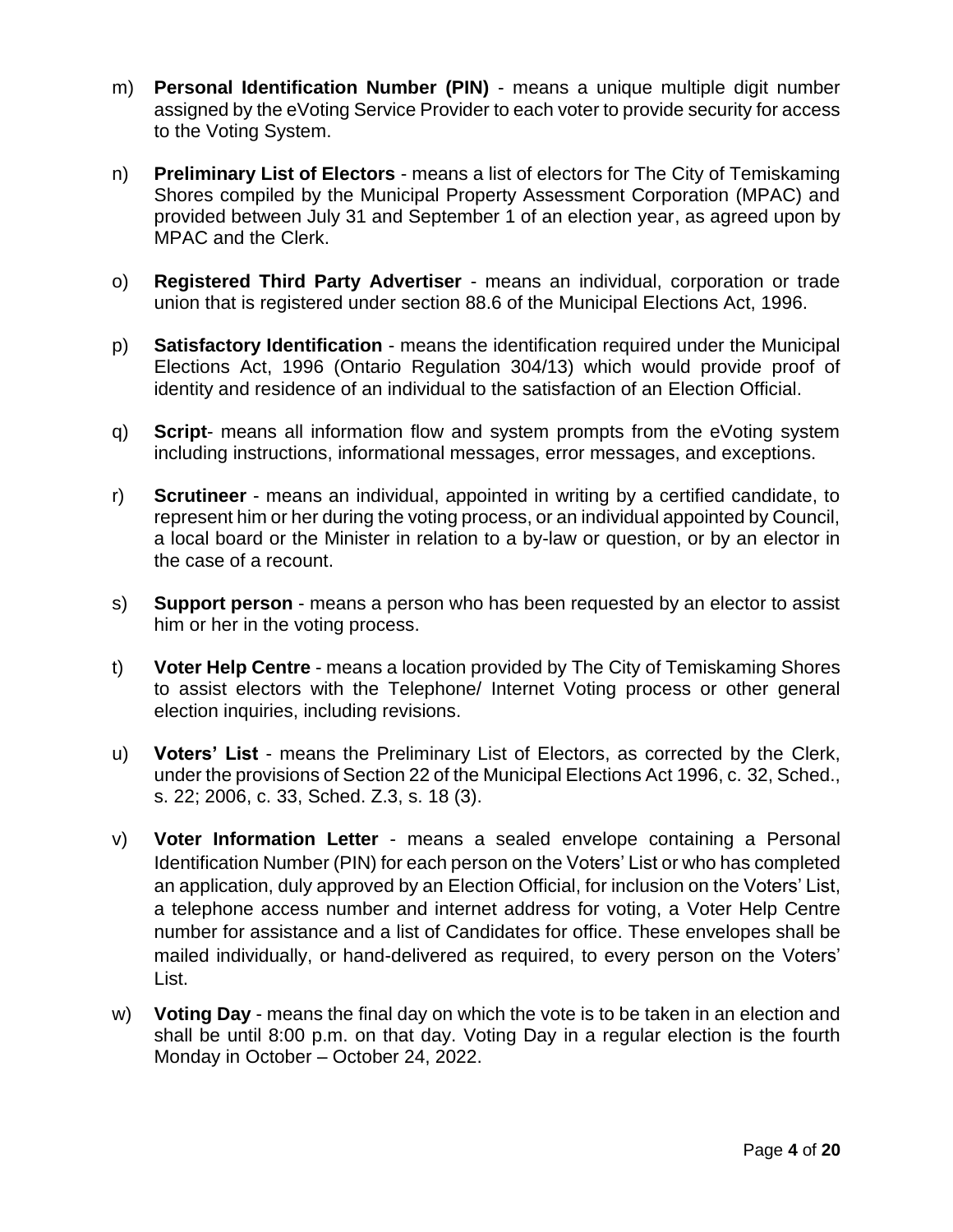m) **Personal Identification Number (PIN)** - means a unique multiple digit number assigned by the eVoting Service Provider to each voter to provide security for access to the Voting System.

n) **Preliminary List of Electors** - means a list of electors for The City of Temiskaming Shores compiled by the Municipal Property Assessment Corporation (MPAC) and provided between July 31 and September 1 of an election year, as agreed upon by MPAC and the Clerk.

o) **Registered Third Party Advertiser** - means an individual, corporation or trade union that is registered under section 88.6 of the Municipal Elections Act, 1996.

p) **Satisfactory Identification** - means the identification required under the Municipal Elections Act, 1996 (Ontario Regulation 304/13) which would provide proof of identity and residence of an individual to the satisfaction of an Election Official.

q) **Script**- means all information flow and system prompts from the eVoting system including instructions, informational messages, error messages, and exceptions.

r) **Scrutineer** - means an individual, appointed in writing by a certified candidate, to represent him or her during the voting process, or an individual appointed by Council, a local board or the Minister in relation to a by-law or question, or by an elector in the case of a recount.

s) **Support person** - means a person who has been requested by an elector to assist him or her in the voting process.

t) **Voter Help Centre** - means a location provided by The City of Temiskaming Shores to assist electors with the Telephone/ Internet Voting process or other general election inquiries, including revisions.

u) **Voters' List** - means the Preliminary List of Electors, as corrected by the Clerk, under the provisions of Section 22 of the Municipal Elections Act 1996, c. 32, Sched., s. 22; 2006, c. 33, Sched. Z.3, s. 18 (3).

v) **Voter Information Letter** - means a sealed envelope containing a Personal Identification Number (PIN) for each person on the Voters' List or who has completed an application, duly approved by an Election Official, for inclusion on the Voters' List, a telephone access number and internet address for voting, a Voter Help Centre number for assistance and a list of Candidates for office. These envelopes shall be mailed individually, or hand-delivered as required, to every person on the Voters' List.

w) **Voting Day** - means the final day on which the vote is to be taken in an election and shall be until 8:00 p.m. on that day. Voting Day in a regular election is the fourth Monday in October – October 24, 2022.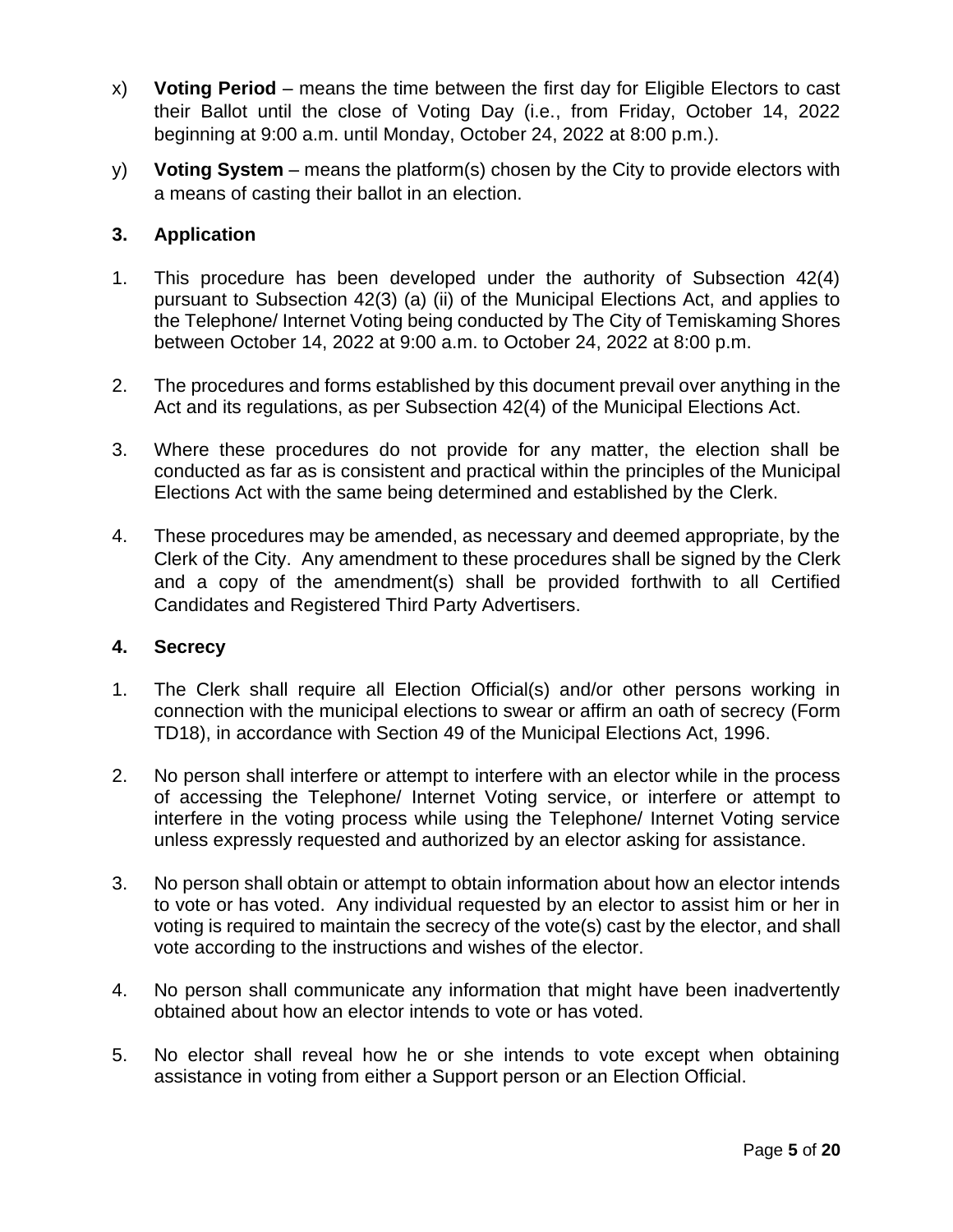x) **Voting Period** – means the time between the first day for Eligible Electors to cast their Ballot until the close of Voting Day (i.e., from Friday, October 14, 2022 beginning at 9:00 a.m. until Monday, October 24, 2022 at 8:00 p.m.).

y) **Voting System** – means the platform(s) chosen by the City to provide electors with a means of casting their ballot in an election.

## 3. Application

1. This procedure has been developed under the authority of Subsection 42(4) pursuant to Subsection 42(3) (a) (ii) of the Municipal Elections Act, and applies to the Telephone/ Internet Voting being conducted by The City of Temiskaming Shores between October 14, 2022 at 9:00 a.m. to October 24, 2022 at 8:00 p.m.

2. The procedures and forms established by this document prevail over anything in the Act and its regulations, as per Subsection 42(4) of the Municipal Elections Act.

3. Where these procedures do not provide for any matter, the election shall be conducted as far as is consistent and practical within the principles of the Municipal Elections Act with the same being determined and established by the Clerk.

4. These procedures may be amended, as necessary and deemed appropriate, by the Clerk of the City. Any amendment to these procedures shall be signed by the Clerk and a copy of the amendment(s) shall be provided forthwith to all Certified Candidates and Registered Third Party Advertisers.

## 4. Secrecy

1. The Clerk shall require all Election Official(s) and/or other persons working in connection with the municipal elections to swear or affirm an oath of secrecy (Form TD18), in accordance with Section 49 of the Municipal Elections Act, 1996.

2. No person shall interfere or attempt to interfere with an elector while in the process of accessing the Telephone/ Internet Voting service, or interfere or attempt to interfere in the voting process while using the Telephone/ Internet Voting service unless expressly requested and authorized by an elector asking for assistance.

3. No person shall obtain or attempt to obtain information about how an elector intends to vote or has voted. Any individual requested by an elector to assist him or her in voting is required to maintain the secrecy of the vote(s) cast by the elector, and shall vote according to the instructions and wishes of the elector.

4. No person shall communicate any information that might have been inadvertently obtained about how an elector intends to vote or has voted.

5. No elector shall reveal how he or she intends to vote except when obtaining assistance in voting from either a Support person or an Election Official.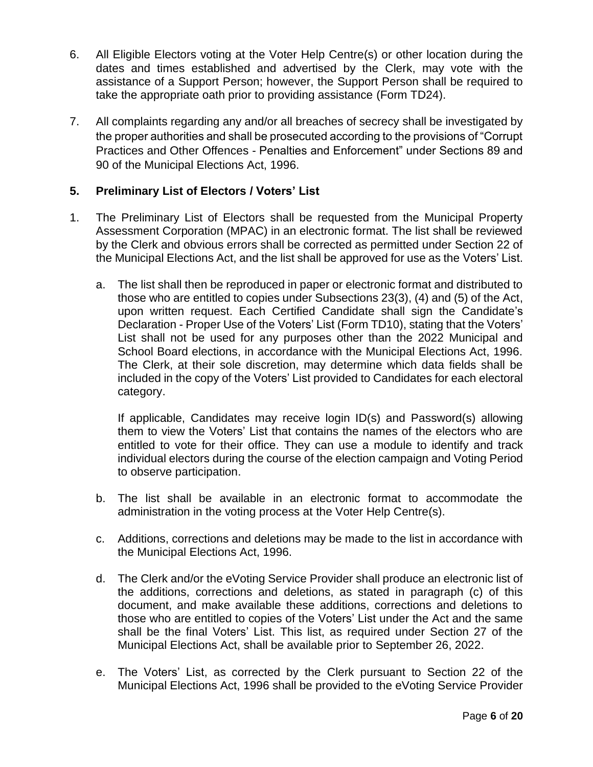6. All Eligible Electors voting at the Voter Help Centre(s) or other location during the dates and times established and advertised by the Clerk, may vote with the assistance of a Support Person; however, the Support Person shall be required to take the appropriate oath prior to providing assistance (Form TD24).

7. All complaints regarding any and/or all breaches of secrecy shall be investigated by the proper authorities and shall be prosecuted according to the provisions of "Corrupt Practices and Other Offences - Penalties and Enforcement" under Sections 89 and 90 of the Municipal Elections Act, 1996.

## 5. Preliminary List of Electors / Voters' List

1. The Preliminary List of Electors shall be requested from the Municipal Property Assessment Corporation (MPAC) in an electronic format. The list shall be reviewed by the Clerk and obvious errors shall be corrected as permitted under Section 22 of the Municipal Elections Act, and the list shall be approved for use as the Voters' List.

   a. The list shall then be reproduced in paper or electronic format and distributed to those who are entitled to copies under Subsections 23(3), (4) and (5) of the Act, upon written request. Each Certified Candidate shall sign the Candidate's Declaration - Proper Use of the Voters' List (Form TD10), stating that the Voters' List shall not be used for any purposes other than the 2022 Municipal and School Board elections, in accordance with the Municipal Elections Act, 1996. The Clerk, at their sole discretion, may determine which data fields shall be included in the copy of the Voters' List provided to Candidates for each electoral category.

      If applicable, Candidates may receive login ID(s) and Password(s) allowing them to view the Voters' List that contains the names of the electors who are entitled to vote for their office. They can use a module to identify and track individual electors during the course of the election campaign and Voting Period to observe participation.

   b. The list shall be available in an electronic format to accommodate the administration in the voting process at the Voter Help Centre(s).

   c. Additions, corrections and deletions may be made to the list in accordance with the Municipal Elections Act, 1996.

   d. The Clerk and/or the eVoting Service Provider shall produce an electronic list of the additions, corrections and deletions, as stated in paragraph (c) of this document, and make available these additions, corrections and deletions to those who are entitled to copies of the Voters' List under the Act and the same shall be the final Voters' List. This list, as required under Section 27 of the Municipal Elections Act, shall be available prior to September 26, 2022.

   e. The Voters' List, as corrected by the Clerk pursuant to Section 22 of the Municipal Elections Act, 1996 shall be provided to the eVoting Service Provider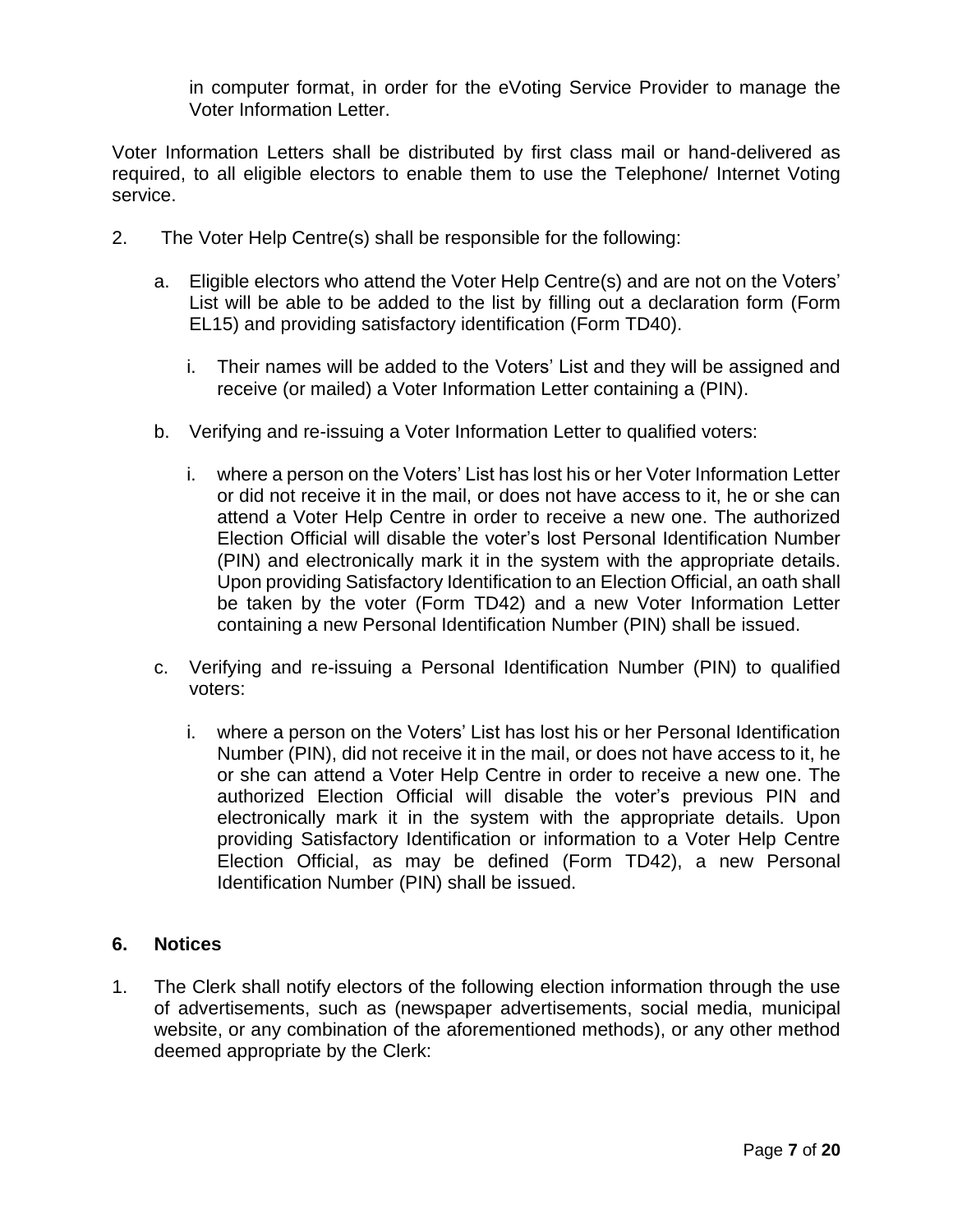in computer format, in order for the eVoting Service Provider to manage the Voter Information Letter.

Voter Information Letters shall be distributed by first class mail or hand-delivered as required, to all eligible electors to enable them to use the Telephone/ Internet Voting service.

2. The Voter Help Centre(s) shall be responsible for the following:

   a. Eligible electors who attend the Voter Help Centre(s) and are not on the Voters' List will be able to be added to the list by filling out a declaration form (Form EL15) and providing satisfactory identification (Form TD40).

      i. Their names will be added to the Voters' List and they will be assigned and receive (or mailed) a Voter Information Letter containing a (PIN).

   b. Verifying and re-issuing a Voter Information Letter to qualified voters:

      i. where a person on the Voters' List has lost his or her Voter Information Letter or did not receive it in the mail, or does not have access to it, he or she can attend a Voter Help Centre in order to receive a new one. The authorized Election Official will disable the voter's lost Personal Identification Number (PIN) and electronically mark it in the system with the appropriate details. Upon providing Satisfactory Identification to an Election Official, an oath shall be taken by the voter (Form TD42) and a new Voter Information Letter containing a new Personal Identification Number (PIN) shall be issued.

   c. Verifying and re-issuing a Personal Identification Number (PIN) to qualified voters:

      i. where a person on the Voters' List has lost his or her Personal Identification Number (PIN), did not receive it in the mail, or does not have access to it, he or she can attend a Voter Help Centre in order to receive a new one. The authorized Election Official will disable the voter's previous PIN and electronically mark it in the system with the appropriate details. Upon providing Satisfactory Identification or information to a Voter Help Centre Election Official, as may be defined (Form TD42), a new Personal Identification Number (PIN) shall be issued.

## 6. Notices

1. The Clerk shall notify electors of the following election information through the use of advertisements, such as (newspaper advertisements, social media, municipal website, or any combination of the aforementioned methods), or any other method deemed appropriate by the Clerk: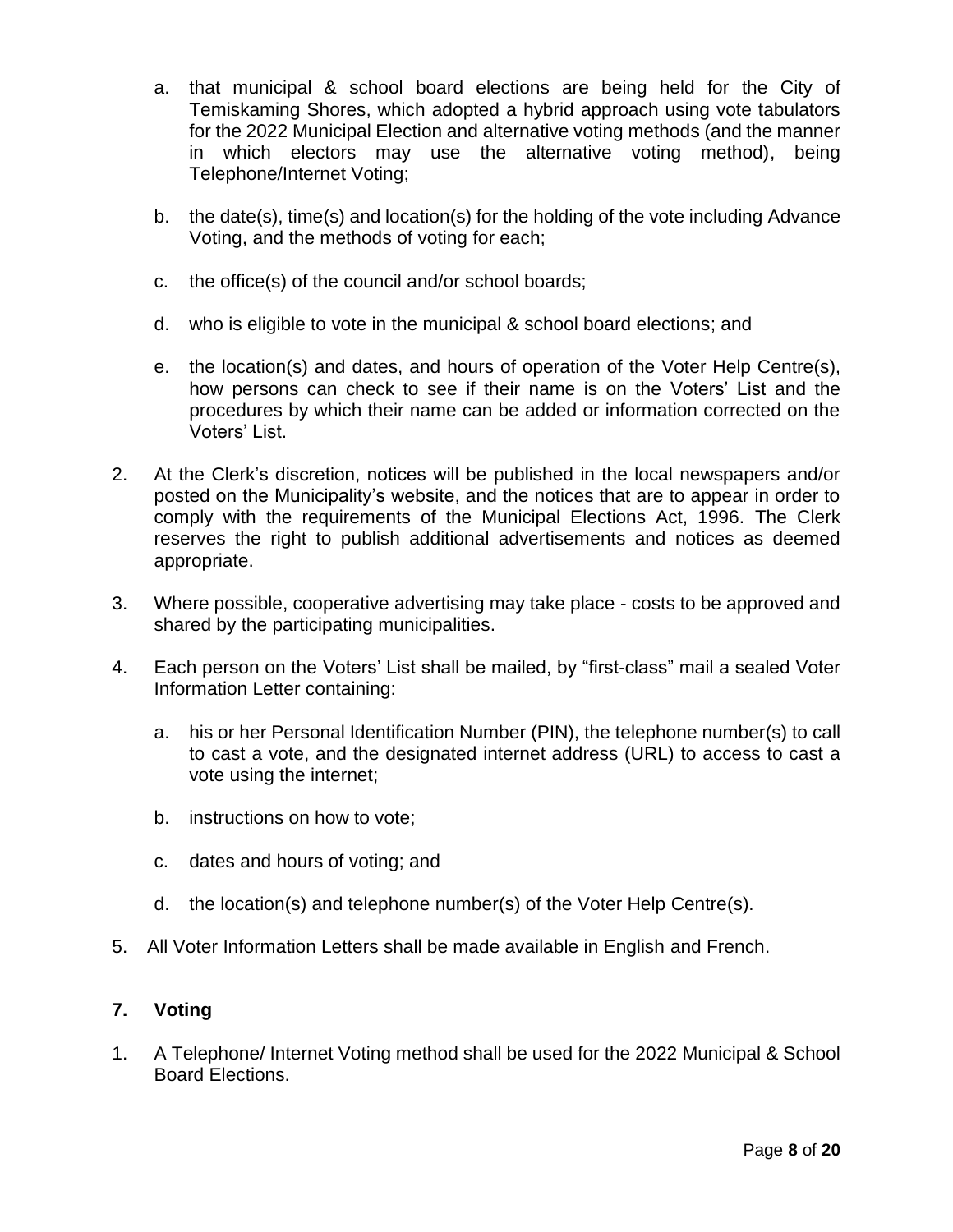a. that municipal & school board elections are being held for the City of Temiskaming Shores, which adopted a hybrid approach using vote tabulators for the 2022 Municipal Election and alternative voting methods (and the manner in which electors may use the alternative voting method), being Telephone/Internet Voting;

b. the date(s), time(s) and location(s) for the holding of the vote including Advance Voting, and the methods of voting for each;

c. the office(s) of the council and/or school boards;

d. who is eligible to vote in the municipal & school board elections; and

e. the location(s) and dates, and hours of operation of the Voter Help Centre(s), how persons can check to see if their name is on the Voters' List and the procedures by which their name can be added or information corrected on the Voters' List.

2. At the Clerk's discretion, notices will be published in the local newspapers and/or posted on the Municipality's website, and the notices that are to appear in order to comply with the requirements of the Municipal Elections Act, 1996. The Clerk reserves the right to publish additional advertisements and notices as deemed appropriate.

3. Where possible, cooperative advertising may take place - costs to be approved and shared by the participating municipalities.

4. Each person on the Voters' List shall be mailed, by "first-class" mail a sealed Voter Information Letter containing:

   a. his or her Personal Identification Number (PIN), the telephone number(s) to call to cast a vote, and the designated internet address (URL) to access to cast a vote using the internet;

   b. instructions on how to vote;

   c. dates and hours of voting; and

   d. the location(s) and telephone number(s) of the Voter Help Centre(s).

5. All Voter Information Letters shall be made available in English and French.

## 7. Voting

1. A Telephone/ Internet Voting method shall be used for the 2022 Municipal & School Board Elections.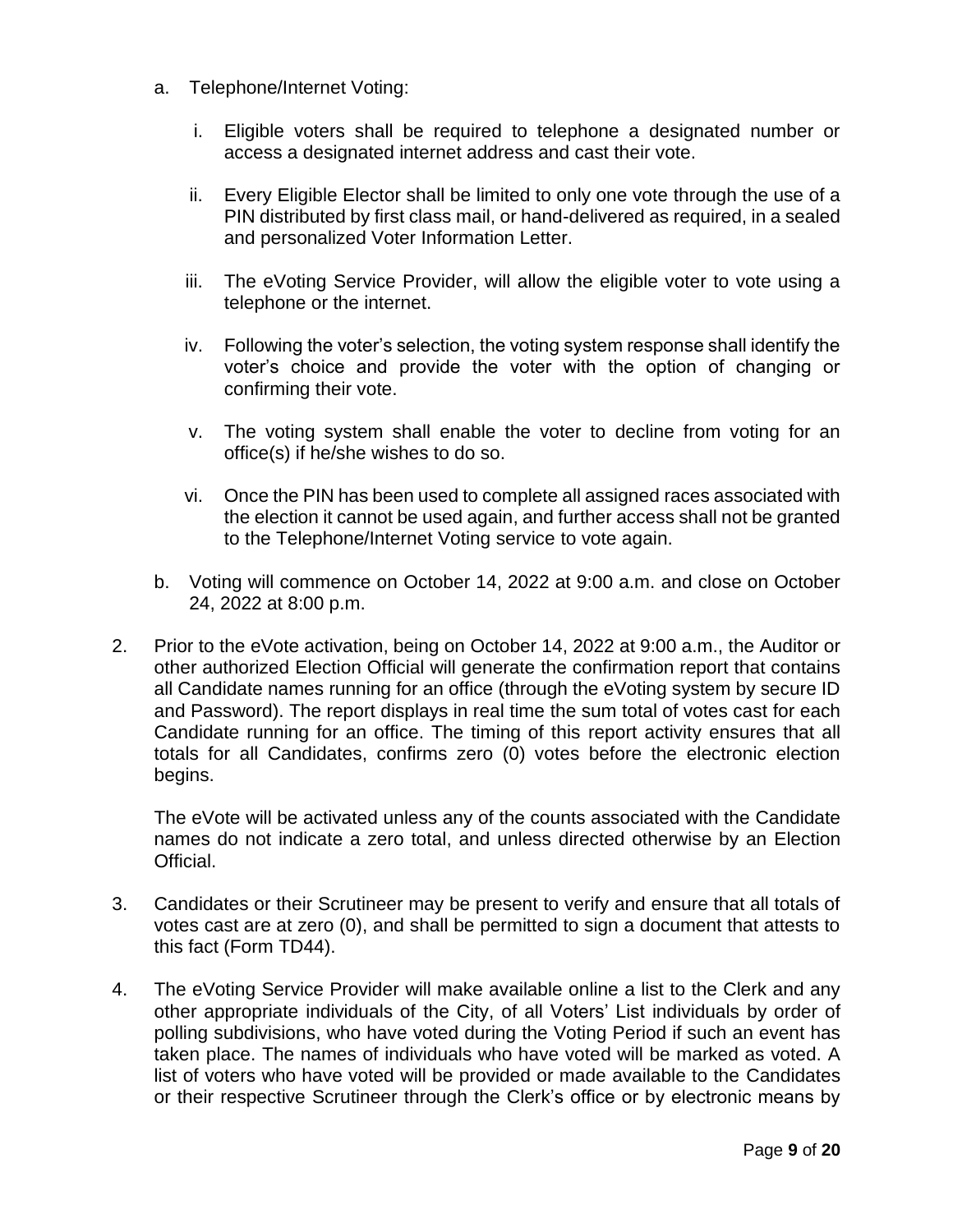a. Telephone/Internet Voting:

   i. Eligible voters shall be required to telephone a designated number or access a designated internet address and cast their vote.

   ii. Every Eligible Elector shall be limited to only one vote through the use of a PIN distributed by first class mail, or hand-delivered as required, in a sealed and personalized Voter Information Letter.

   iii. The eVoting Service Provider, will allow the eligible voter to vote using a telephone or the internet.

   iv. Following the voter's selection, the voting system response shall identify the voter's choice and provide the voter with the option of changing or confirming their vote.

   v. The voting system shall enable the voter to decline from voting for an office(s) if he/she wishes to do so.

   vi. Once the PIN has been used to complete all assigned races associated with the election it cannot be used again, and further access shall not be granted to the Telephone/Internet Voting service to vote again.

b. Voting will commence on October 14, 2022 at 9:00 a.m. and close on October 24, 2022 at 8:00 p.m.

2. Prior to the eVote activation, being on October 14, 2022 at 9:00 a.m., the Auditor or other authorized Election Official will generate the confirmation report that contains all Candidate names running for an office (through the eVoting system by secure ID and Password). The report displays in real time the sum total of votes cast for each Candidate running for an office. The timing of this report activity ensures that all totals for all Candidates, confirms zero (0) votes before the electronic election begins.

   The eVote will be activated unless any of the counts associated with the Candidate names do not indicate a zero total, and unless directed otherwise by an Election Official.

3. Candidates or their Scrutineer may be present to verify and ensure that all totals of votes cast are at zero (0), and shall be permitted to sign a document that attests to this fact (Form TD44).

4. The eVoting Service Provider will make available online a list to the Clerk and any other appropriate individuals of the City, of all Voters' List individuals by order of polling subdivisions, who have voted during the Voting Period if such an event has taken place. The names of individuals who have voted will be marked as voted. A list of voters who have voted will be provided or made available to the Candidates or their respective Scrutineer through the Clerk's office or by electronic means by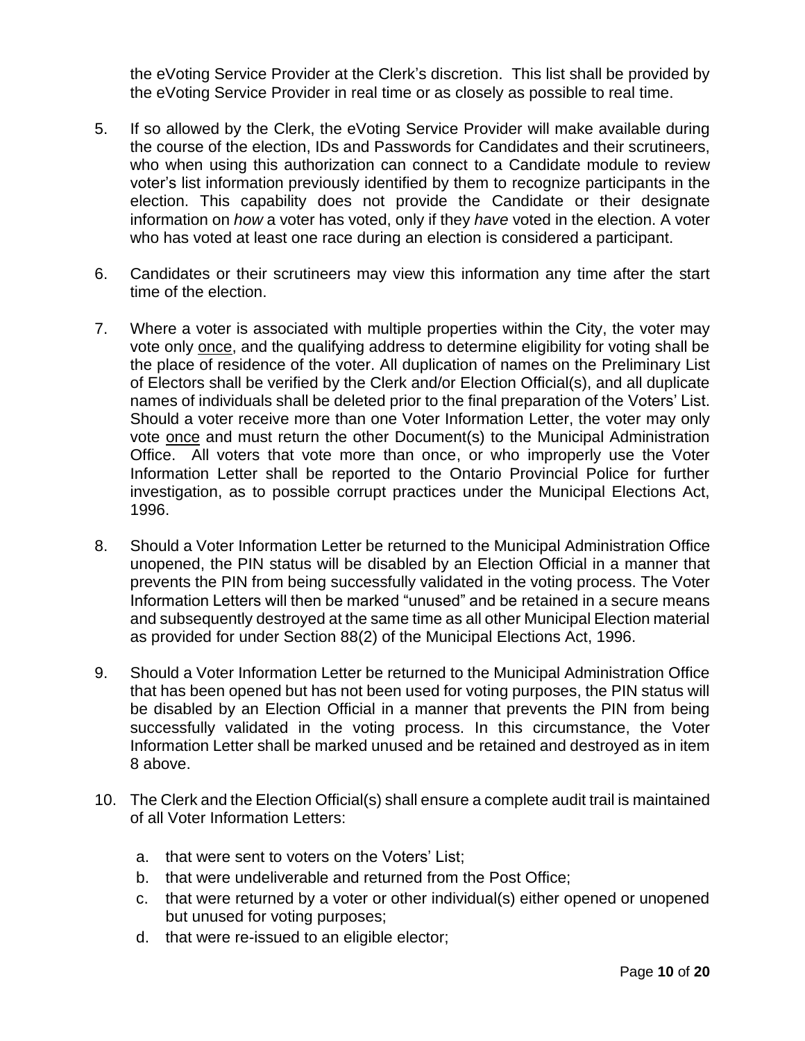the eVoting Service Provider at the Clerk's discretion. This list shall be provided by the eVoting Service Provider in real time or as closely as possible to real time.

5. If so allowed by the Clerk, the eVoting Service Provider will make available during the course of the election, IDs and Passwords for Candidates and their scrutineers, who when using this authorization can connect to a Candidate module to review voter's list information previously identified by them to recognize participants in the election. This capability does not provide the Candidate or their designate information on *how* a voter has voted, only if they *have* voted in the election. A voter who has voted at least one race during an election is considered a participant.

6. Candidates or their scrutineers may view this information any time after the start time of the election.

7. Where a voter is associated with multiple properties within the City, the voter may vote only once, and the qualifying address to determine eligibility for voting shall be the place of residence of the voter. All duplication of names on the Preliminary List of Electors shall be verified by the Clerk and/or Election Official(s), and all duplicate names of individuals shall be deleted prior to the final preparation of the Voters' List. Should a voter receive more than one Voter Information Letter, the voter may only vote once and must return the other Document(s) to the Municipal Administration Office. All voters that vote more than once, or who improperly use the Voter Information Letter shall be reported to the Ontario Provincial Police for further investigation, as to possible corrupt practices under the Municipal Elections Act, 1996.

8. Should a Voter Information Letter be returned to the Municipal Administration Office unopened, the PIN status will be disabled by an Election Official in a manner that prevents the PIN from being successfully validated in the voting process. The Voter Information Letters will then be marked "unused" and be retained in a secure means and subsequently destroyed at the same time as all other Municipal Election material as provided for under Section 88(2) of the Municipal Elections Act, 1996.

9. Should a Voter Information Letter be returned to the Municipal Administration Office that has been opened but has not been used for voting purposes, the PIN status will be disabled by an Election Official in a manner that prevents the PIN from being successfully validated in the voting process. In this circumstance, the Voter Information Letter shall be marked unused and be retained and destroyed as in item 8 above.

10. The Clerk and the Election Official(s) shall ensure a complete audit trail is maintained of all Voter Information Letters:

    a. that were sent to voters on the Voters' List;
    b. that were undeliverable and returned from the Post Office;
    c. that were returned by a voter or other individual(s) either opened or unopened but unused for voting purposes;
    d. that were re-issued to an eligible elector;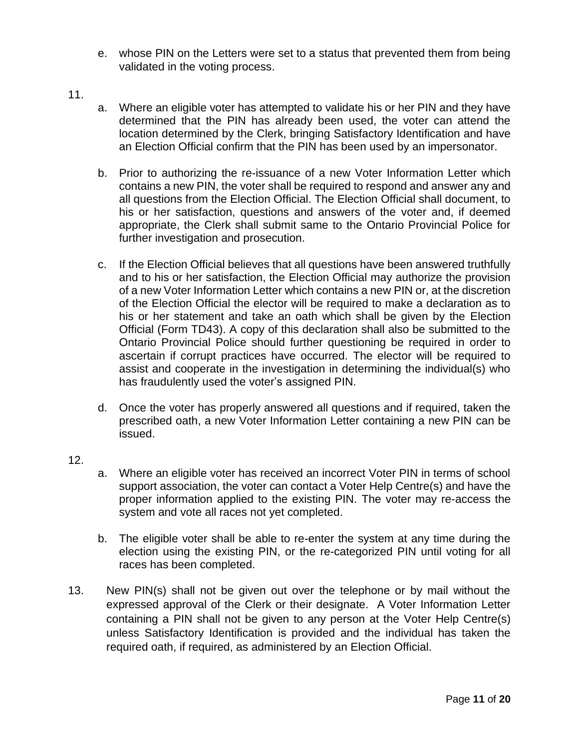e. whose PIN on the Letters were set to a status that prevented them from being validated in the voting process.

11.

a. Where an eligible voter has attempted to validate his or her PIN and they have determined that the PIN has already been used, the voter can attend the location determined by the Clerk, bringing Satisfactory Identification and have an Election Official confirm that the PIN has been used by an impersonator.

b. Prior to authorizing the re-issuance of a new Voter Information Letter which contains a new PIN, the voter shall be required to respond and answer any and all questions from the Election Official. The Election Official shall document, to his or her satisfaction, questions and answers of the voter and, if deemed appropriate, the Clerk shall submit same to the Ontario Provincial Police for further investigation and prosecution.

c. If the Election Official believes that all questions have been answered truthfully and to his or her satisfaction, the Election Official may authorize the provision of a new Voter Information Letter which contains a new PIN or, at the discretion of the Election Official the elector will be required to make a declaration as to his or her statement and take an oath which shall be given by the Election Official (Form TD43). A copy of this declaration shall also be submitted to the Ontario Provincial Police should further questioning be required in order to ascertain if corrupt practices have occurred. The elector will be required to assist and cooperate in the investigation in determining the individual(s) who has fraudulently used the voter's assigned PIN.

d. Once the voter has properly answered all questions and if required, taken the prescribed oath, a new Voter Information Letter containing a new PIN can be issued.

12.

a. Where an eligible voter has received an incorrect Voter PIN in terms of school support association, the voter can contact a Voter Help Centre(s) and have the proper information applied to the existing PIN. The voter may re-access the system and vote all races not yet completed.

b. The eligible voter shall be able to re-enter the system at any time during the election using the existing PIN, or the re-categorized PIN until voting for all races has been completed.

13. New PIN(s) shall not be given out over the telephone or by mail without the expressed approval of the Clerk or their designate. A Voter Information Letter containing a PIN shall not be given to any person at the Voter Help Centre(s) unless Satisfactory Identification is provided and the individual has taken the required oath, if required, as administered by an Election Official.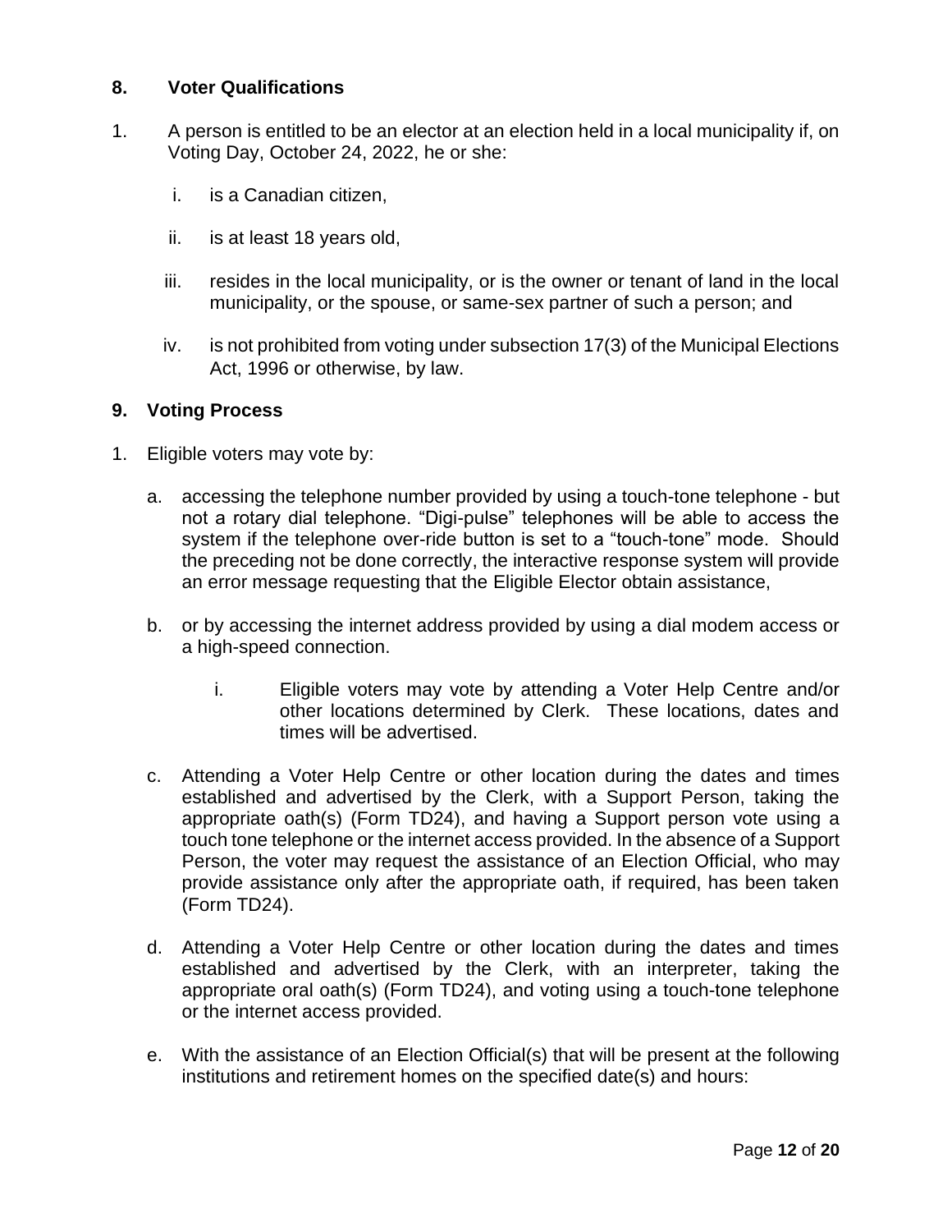## 8. Voter Qualifications

1. A person is entitled to be an elector at an election held in a local municipality if, on Voting Day, October 24, 2022, he or she:

   i. is a Canadian citizen,

   ii. is at least 18 years old,

   iii. resides in the local municipality, or is the owner or tenant of land in the local municipality, or the spouse, or same-sex partner of such a person; and

   iv. is not prohibited from voting under subsection 17(3) of the Municipal Elections Act, 1996 or otherwise, by law.

## 9. Voting Process

1. Eligible voters may vote by:

   a. accessing the telephone number provided by using a touch-tone telephone - but not a rotary dial telephone. “Digi-pulse” telephones will be able to access the system if the telephone over-ride button is set to a “touch-tone” mode. Should the preceding not be done correctly, the interactive response system will provide an error message requesting that the Eligible Elector obtain assistance,

   b. or by accessing the internet address provided by using a dial modem access or a high-speed connection.

      i. Eligible voters may vote by attending a Voter Help Centre and/or other locations determined by Clerk. These locations, dates and times will be advertised.

   c. Attending a Voter Help Centre or other location during the dates and times established and advertised by the Clerk, with a Support Person, taking the appropriate oath(s) (Form TD24), and having a Support person vote using a touch tone telephone or the internet access provided. In the absence of a Support Person, the voter may request the assistance of an Election Official, who may provide assistance only after the appropriate oath, if required, has been taken (Form TD24).

   d. Attending a Voter Help Centre or other location during the dates and times established and advertised by the Clerk, with an interpreter, taking the appropriate oral oath(s) (Form TD24), and voting using a touch-tone telephone or the internet access provided.

   e. With the assistance of an Election Official(s) that will be present at the following institutions and retirement homes on the specified date(s) and hours: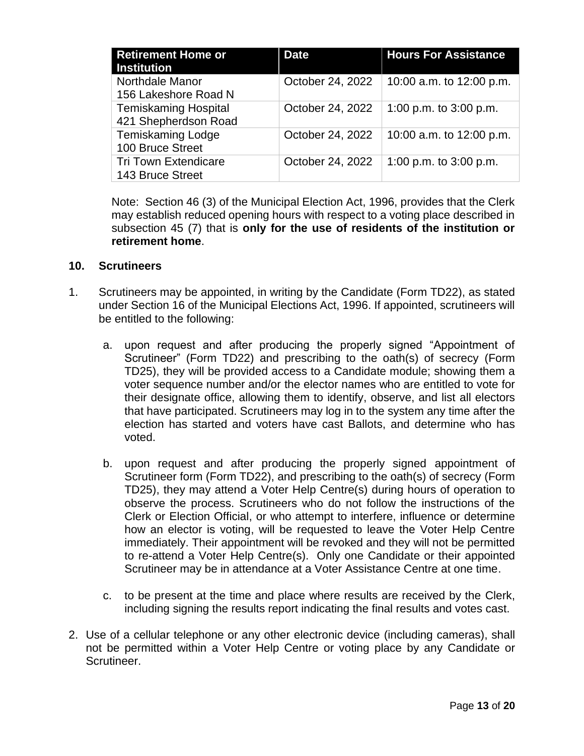| Retirement Home or Institution | Date | Hours For Assistance |
|---|---|---|
| Northdale Manor<br>156 Lakeshore Road N | October 24, 2022 | 10:00 a.m. to 12:00 p.m. |
| Temiskaming Hospital<br>421 Shepherdson Road | October 24, 2022 | 1:00 p.m. to 3:00 p.m. |
| Temiskaming Lodge<br>100 Bruce Street | October 24, 2022 | 10:00 a.m. to 12:00 p.m. |
| Tri Town Extendicare<br>143 Bruce Street | October 24, 2022 | 1:00 p.m. to 3:00 p.m. |

Note: Section 46 (3) of the Municipal Election Act, 1996, provides that the Clerk may establish reduced opening hours with respect to a voting place described in subsection 45 (7) that is **only for the use of residents of the institution or retirement home**.

## 10. Scrutineers

1. Scrutineers may be appointed, in writing by the Candidate (Form TD22), as stated under Section 16 of the Municipal Elections Act, 1996. If appointed, scrutineers will be entitled to the following:

   a. upon request and after producing the properly signed "Appointment of Scrutineer" (Form TD22) and prescribing to the oath(s) of secrecy (Form TD25), they will be provided access to a Candidate module; showing them a voter sequence number and/or the elector names who are entitled to vote for their designate office, allowing them to identify, observe, and list all electors that have participated. Scrutineers may log in to the system any time after the election has started and voters have cast Ballots, and determine who has voted.

   b. upon request and after producing the properly signed appointment of Scrutineer form (Form TD22), and prescribing to the oath(s) of secrecy (Form TD25), they may attend a Voter Help Centre(s) during hours of operation to observe the process. Scrutineers who do not follow the instructions of the Clerk or Election Official, or who attempt to interfere, influence or determine how an elector is voting, will be requested to leave the Voter Help Centre immediately. Their appointment will be revoked and they will not be permitted to re-attend a Voter Help Centre(s). Only one Candidate or their appointed Scrutineer may be in attendance at a Voter Assistance Centre at one time.

   c. to be present at the time and place where results are received by the Clerk, including signing the results report indicating the final results and votes cast.

2. Use of a cellular telephone or any other electronic device (including cameras), shall not be permitted within a Voter Help Centre or voting place by any Candidate or Scrutineer.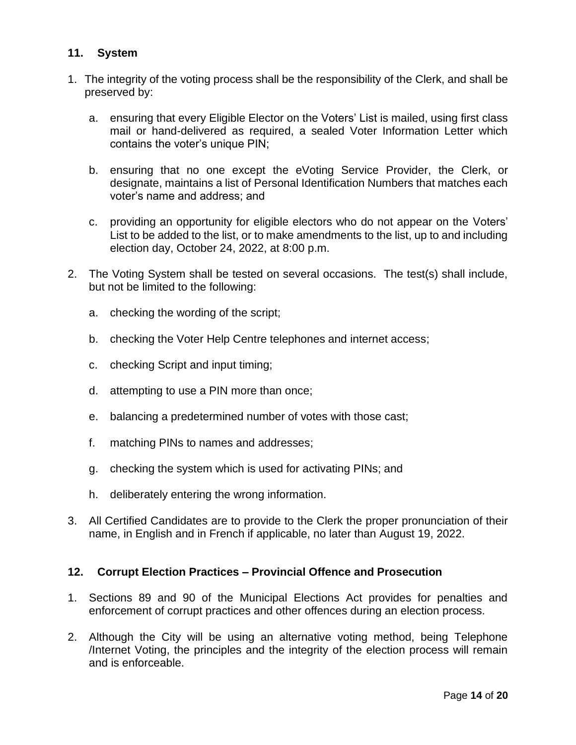## 11. System

1. The integrity of the voting process shall be the responsibility of the Clerk, and shall be preserved by:

   a. ensuring that every Eligible Elector on the Voters' List is mailed, using first class mail or hand-delivered as required, a sealed Voter Information Letter which contains the voter's unique PIN;

   b. ensuring that no one except the eVoting Service Provider, the Clerk, or designate, maintains a list of Personal Identification Numbers that matches each voter's name and address; and

   c. providing an opportunity for eligible electors who do not appear on the Voters' List to be added to the list, or to make amendments to the list, up to and including election day, October 24, 2022, at 8:00 p.m.

2. The Voting System shall be tested on several occasions. The test(s) shall include, but not be limited to the following:

   a. checking the wording of the script;

   b. checking the Voter Help Centre telephones and internet access;

   c. checking Script and input timing;

   d. attempting to use a PIN more than once;

   e. balancing a predetermined number of votes with those cast;

   f. matching PINs to names and addresses;

   g. checking the system which is used for activating PINs; and

   h. deliberately entering the wrong information.

3. All Certified Candidates are to provide to the Clerk the proper pronunciation of their name, in English and in French if applicable, no later than August 19, 2022.

## 12. Corrupt Election Practices – Provincial Offence and Prosecution

1. Sections 89 and 90 of the Municipal Elections Act provides for penalties and enforcement of corrupt practices and other offences during an election process.

2. Although the City will be using an alternative voting method, being Telephone /Internet Voting, the principles and the integrity of the election process will remain and is enforceable.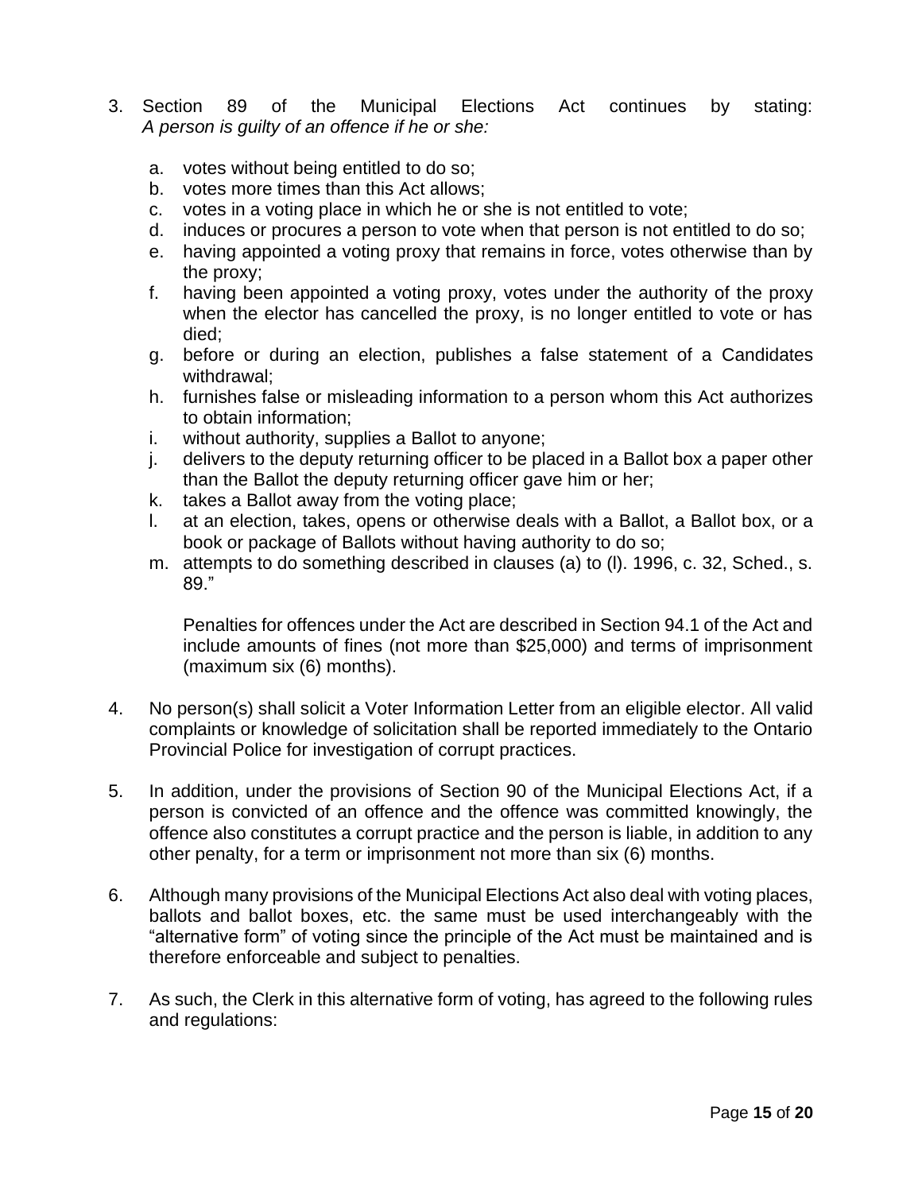3. Section 89 of the Municipal Elections Act continues by stating: *A person is guilty of an offence if he or she:*

   a. votes without being entitled to do so;
   b. votes more times than this Act allows;
   c. votes in a voting place in which he or she is not entitled to vote;
   d. induces or procures a person to vote when that person is not entitled to do so;
   e. having appointed a voting proxy that remains in force, votes otherwise than by the proxy;
   f. having been appointed a voting proxy, votes under the authority of the proxy when the elector has cancelled the proxy, is no longer entitled to vote or has died;
   g. before or during an election, publishes a false statement of a Candidates withdrawal;
   h. furnishes false or misleading information to a person whom this Act authorizes to obtain information;
   i. without authority, supplies a Ballot to anyone;
   j. delivers to the deputy returning officer to be placed in a Ballot box a paper other than the Ballot the deputy returning officer gave him or her;
   k. takes a Ballot away from the voting place;
   l. at an election, takes, opens or otherwise deals with a Ballot, a Ballot box, or a book or package of Ballots without having authority to do so;
   m. attempts to do something described in clauses (a) to (l). 1996, c. 32, Sched., s. 89."

   Penalties for offences under the Act are described in Section 94.1 of the Act and include amounts of fines (not more than $25,000) and terms of imprisonment (maximum six (6) months).

4. No person(s) shall solicit a Voter Information Letter from an eligible elector. All valid complaints or knowledge of solicitation shall be reported immediately to the Ontario Provincial Police for investigation of corrupt practices.

5. In addition, under the provisions of Section 90 of the Municipal Elections Act, if a person is convicted of an offence and the offence was committed knowingly, the offence also constitutes a corrupt practice and the person is liable, in addition to any other penalty, for a term or imprisonment not more than six (6) months.

6. Although many provisions of the Municipal Elections Act also deal with voting places, ballots and ballot boxes, etc. the same must be used interchangeably with the "alternative form" of voting since the principle of the Act must be maintained and is therefore enforceable and subject to penalties.

7. As such, the Clerk in this alternative form of voting, has agreed to the following rules and regulations: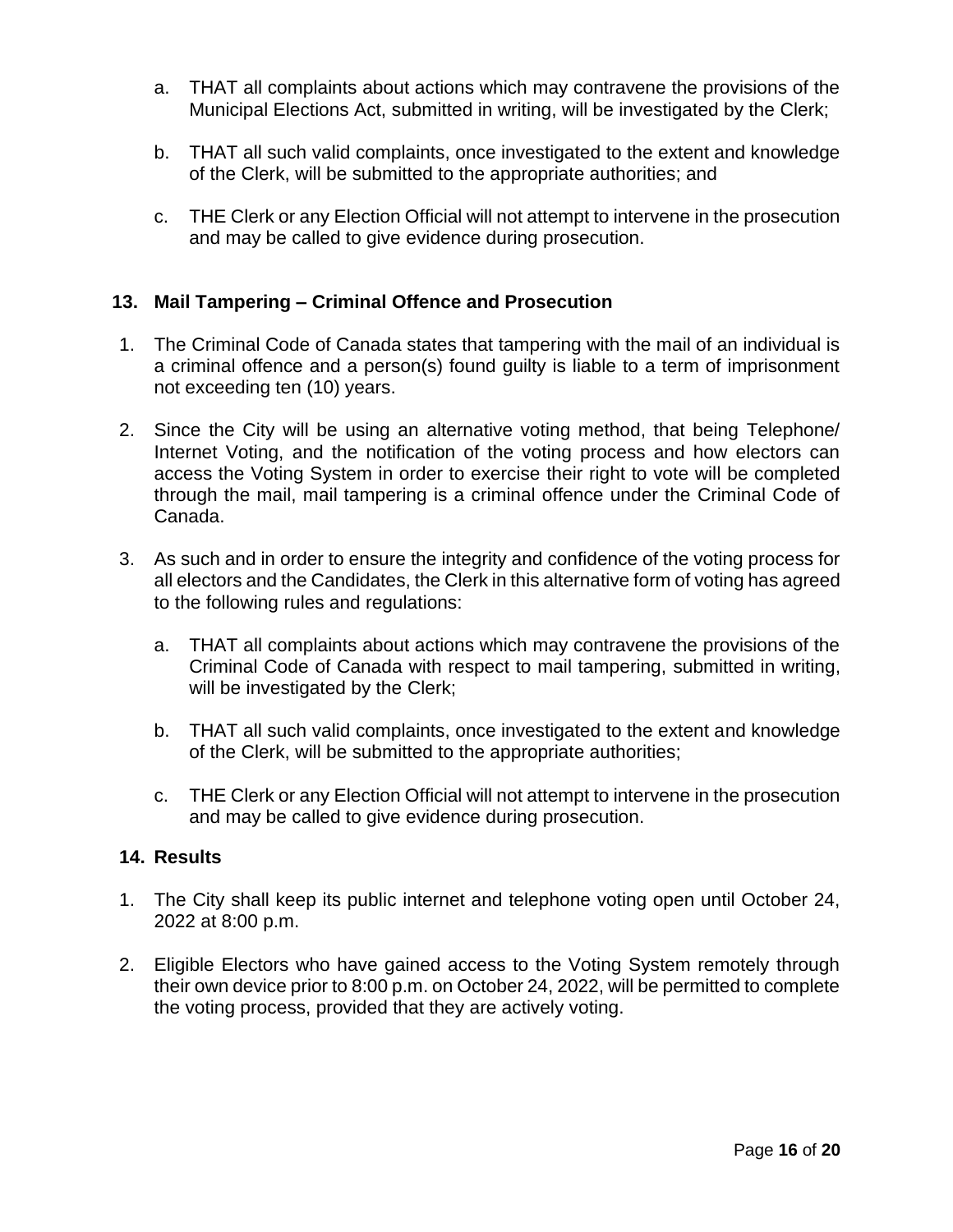a. THAT all complaints about actions which may contravene the provisions of the Municipal Elections Act, submitted in writing, will be investigated by the Clerk;

b. THAT all such valid complaints, once investigated to the extent and knowledge of the Clerk, will be submitted to the appropriate authorities; and

c. THE Clerk or any Election Official will not attempt to intervene in the prosecution and may be called to give evidence during prosecution.

## 13. Mail Tampering – Criminal Offence and Prosecution

1. The Criminal Code of Canada states that tampering with the mail of an individual is a criminal offence and a person(s) found guilty is liable to a term of imprisonment not exceeding ten (10) years.

2. Since the City will be using an alternative voting method, that being Telephone/ Internet Voting, and the notification of the voting process and how electors can access the Voting System in order to exercise their right to vote will be completed through the mail, mail tampering is a criminal offence under the Criminal Code of Canada.

3. As such and in order to ensure the integrity and confidence of the voting process for all electors and the Candidates, the Clerk in this alternative form of voting has agreed to the following rules and regulations:

   a. THAT all complaints about actions which may contravene the provisions of the Criminal Code of Canada with respect to mail tampering, submitted in writing, will be investigated by the Clerk;

   b. THAT all such valid complaints, once investigated to the extent and knowledge of the Clerk, will be submitted to the appropriate authorities;

   c. THE Clerk or any Election Official will not attempt to intervene in the prosecution and may be called to give evidence during prosecution.

## 14. Results

1. The City shall keep its public internet and telephone voting open until October 24, 2022 at 8:00 p.m.

2. Eligible Electors who have gained access to the Voting System remotely through their own device prior to 8:00 p.m. on October 24, 2022, will be permitted to complete the voting process, provided that they are actively voting.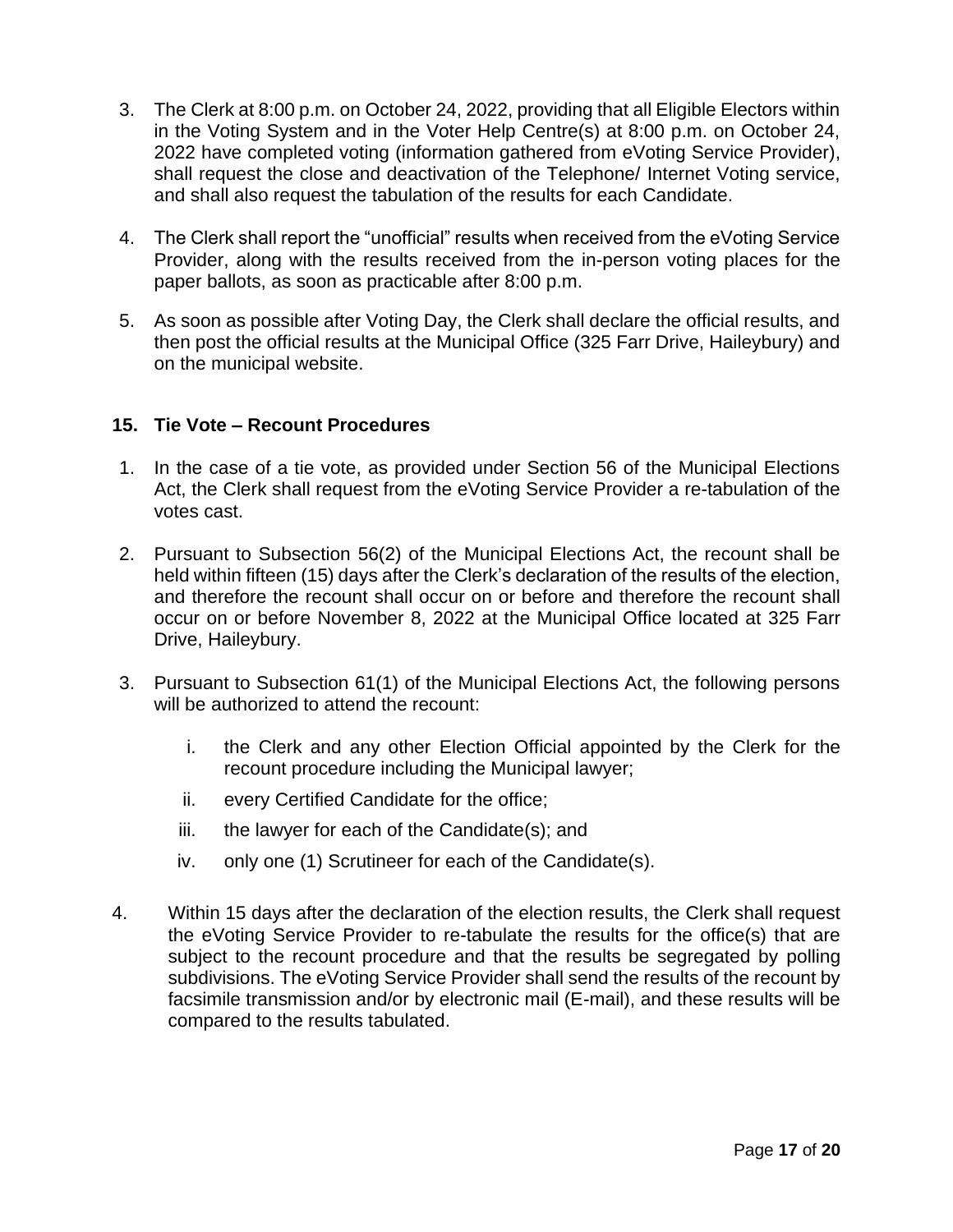3. The Clerk at 8:00 p.m. on October 24, 2022, providing that all Eligible Electors within in the Voting System and in the Voter Help Centre(s) at 8:00 p.m. on October 24, 2022 have completed voting (information gathered from eVoting Service Provider), shall request the close and deactivation of the Telephone/ Internet Voting service, and shall also request the tabulation of the results for each Candidate.

4. The Clerk shall report the "unofficial" results when received from the eVoting Service Provider, along with the results received from the in-person voting places for the paper ballots, as soon as practicable after 8:00 p.m.

5. As soon as possible after Voting Day, the Clerk shall declare the official results, and then post the official results at the Municipal Office (325 Farr Drive, Haileybury) and on the municipal website.

## 15. Tie Vote – Recount Procedures

1. In the case of a tie vote, as provided under Section 56 of the Municipal Elections Act, the Clerk shall request from the eVoting Service Provider a re-tabulation of the votes cast.

2. Pursuant to Subsection 56(2) of the Municipal Elections Act, the recount shall be held within fifteen (15) days after the Clerk's declaration of the results of the election, and therefore the recount shall occur on or before and therefore the recount shall occur on or before November 8, 2022 at the Municipal Office located at 325 Farr Drive, Haileybury.

3. Pursuant to Subsection 61(1) of the Municipal Elections Act, the following persons will be authorized to attend the recount:

   i. the Clerk and any other Election Official appointed by the Clerk for the recount procedure including the Municipal lawyer;
   
   ii. every Certified Candidate for the office;
   
   iii. the lawyer for each of the Candidate(s); and
   
   iv. only one (1) Scrutineer for each of the Candidate(s).

4. Within 15 days after the declaration of the election results, the Clerk shall request the eVoting Service Provider to re-tabulate the results for the office(s) that are subject to the recount procedure and that the results be segregated by polling subdivisions. The eVoting Service Provider shall send the results of the recount by facsimile transmission and/or by electronic mail (E-mail), and these results will be compared to the results tabulated.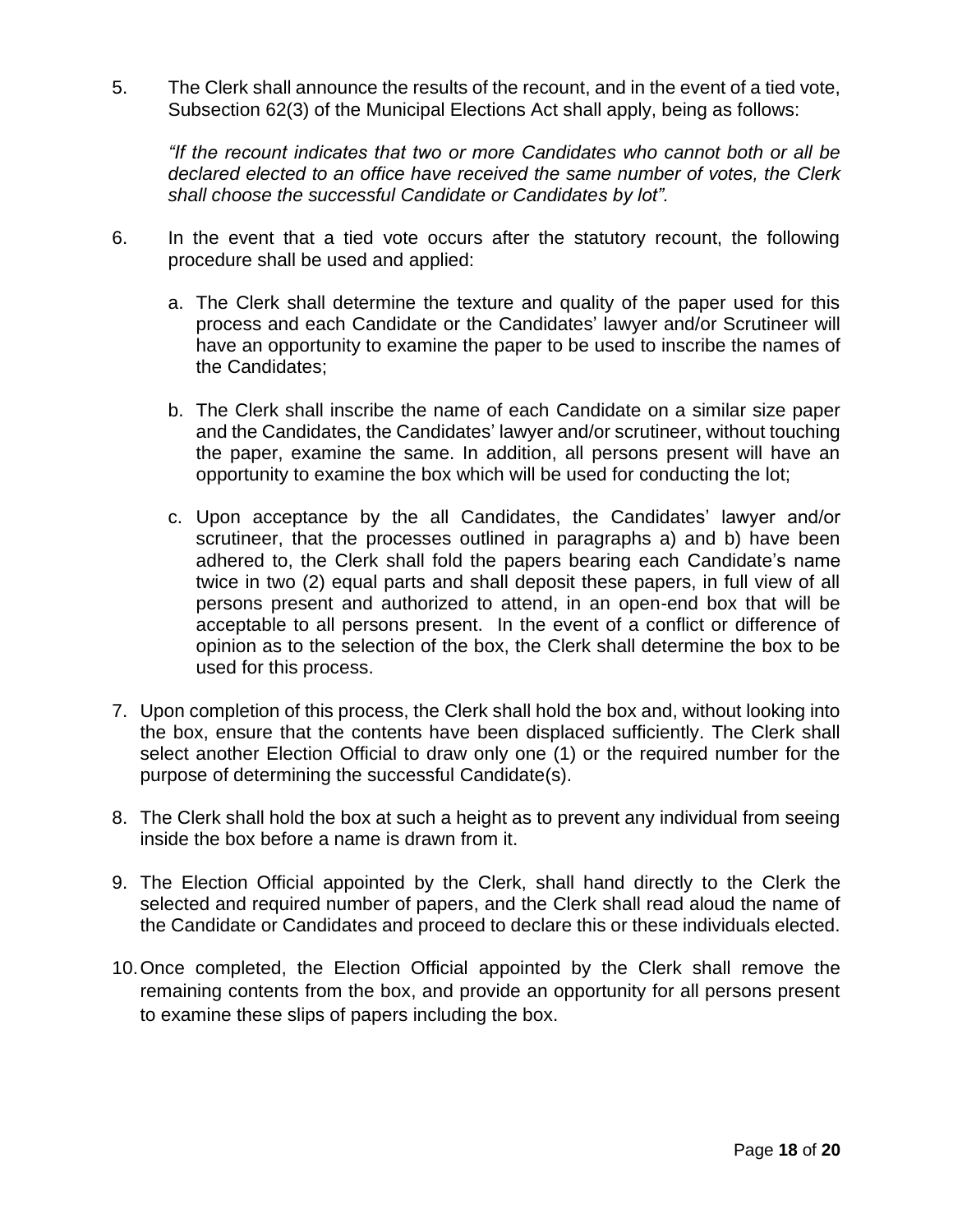5. The Clerk shall announce the results of the recount, and in the event of a tied vote, Subsection 62(3) of the Municipal Elections Act shall apply, being as follows:

   *"If the recount indicates that two or more Candidates who cannot both or all be declared elected to an office have received the same number of votes, the Clerk shall choose the successful Candidate or Candidates by lot".*

6. In the event that a tied vote occurs after the statutory recount, the following procedure shall be used and applied:

   a. The Clerk shall determine the texture and quality of the paper used for this process and each Candidate or the Candidates' lawyer and/or Scrutineer will have an opportunity to examine the paper to be used to inscribe the names of the Candidates;

   b. The Clerk shall inscribe the name of each Candidate on a similar size paper and the Candidates, the Candidates' lawyer and/or scrutineer, without touching the paper, examine the same. In addition, all persons present will have an opportunity to examine the box which will be used for conducting the lot;

   c. Upon acceptance by the all Candidates, the Candidates' lawyer and/or scrutineer, that the processes outlined in paragraphs a) and b) have been adhered to, the Clerk shall fold the papers bearing each Candidate's name twice in two (2) equal parts and shall deposit these papers, in full view of all persons present and authorized to attend, in an open-end box that will be acceptable to all persons present. In the event of a conflict or difference of opinion as to the selection of the box, the Clerk shall determine the box to be used for this process.

7. Upon completion of this process, the Clerk shall hold the box and, without looking into the box, ensure that the contents have been displaced sufficiently. The Clerk shall select another Election Official to draw only one (1) or the required number for the purpose of determining the successful Candidate(s).

8. The Clerk shall hold the box at such a height as to prevent any individual from seeing inside the box before a name is drawn from it.

9. The Election Official appointed by the Clerk, shall hand directly to the Clerk the selected and required number of papers, and the Clerk shall read aloud the name of the Candidate or Candidates and proceed to declare this or these individuals elected.

10. Once completed, the Election Official appointed by the Clerk shall remove the remaining contents from the box, and provide an opportunity for all persons present to examine these slips of papers including the box.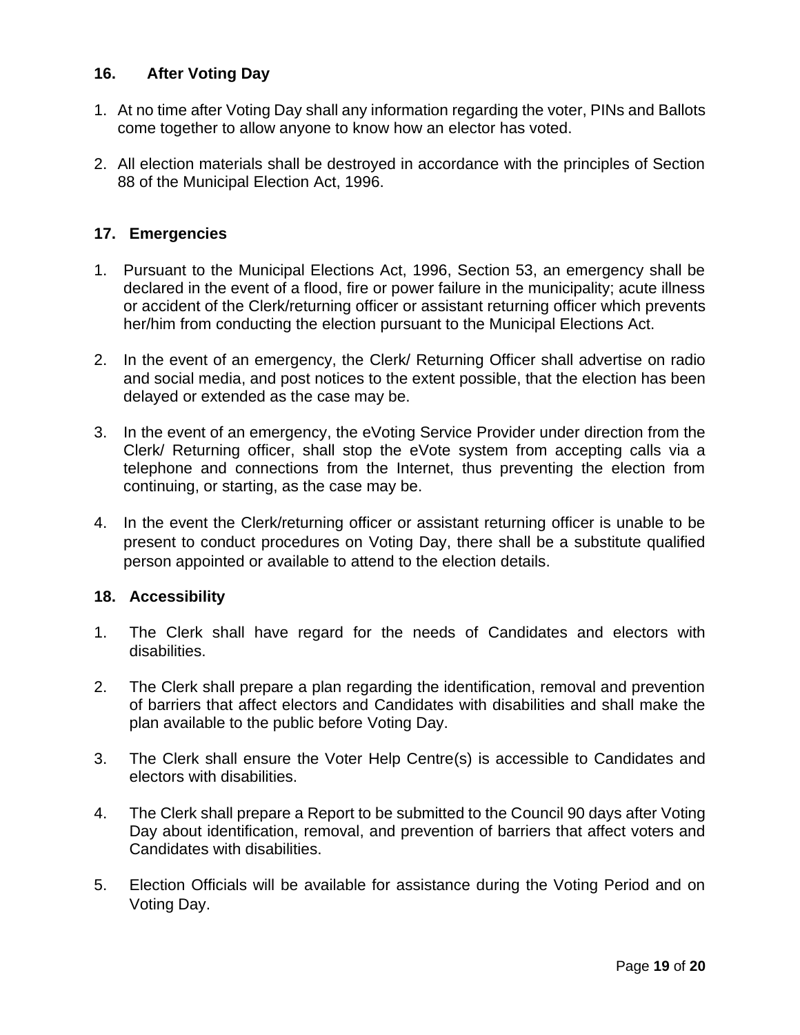## 16. After Voting Day

1. At no time after Voting Day shall any information regarding the voter, PINs and Ballots come together to allow anyone to know how an elector has voted.

2. All election materials shall be destroyed in accordance with the principles of Section 88 of the Municipal Election Act, 1996.

## 17. Emergencies

1. Pursuant to the Municipal Elections Act, 1996, Section 53, an emergency shall be declared in the event of a flood, fire or power failure in the municipality; acute illness or accident of the Clerk/returning officer or assistant returning officer which prevents her/him from conducting the election pursuant to the Municipal Elections Act.

2. In the event of an emergency, the Clerk/ Returning Officer shall advertise on radio and social media, and post notices to the extent possible, that the election has been delayed or extended as the case may be.

3. In the event of an emergency, the eVoting Service Provider under direction from the Clerk/ Returning officer, shall stop the eVote system from accepting calls via a telephone and connections from the Internet, thus preventing the election from continuing, or starting, as the case may be.

4. In the event the Clerk/returning officer or assistant returning officer is unable to be present to conduct procedures on Voting Day, there shall be a substitute qualified person appointed or available to attend to the election details.

## 18. Accessibility

1. The Clerk shall have regard for the needs of Candidates and electors with disabilities.

2. The Clerk shall prepare a plan regarding the identification, removal and prevention of barriers that affect electors and Candidates with disabilities and shall make the plan available to the public before Voting Day.

3. The Clerk shall ensure the Voter Help Centre(s) is accessible to Candidates and electors with disabilities.

4. The Clerk shall prepare a Report to be submitted to the Council 90 days after Voting Day about identification, removal, and prevention of barriers that affect voters and Candidates with disabilities.

5. Election Officials will be available for assistance during the Voting Period and on Voting Day.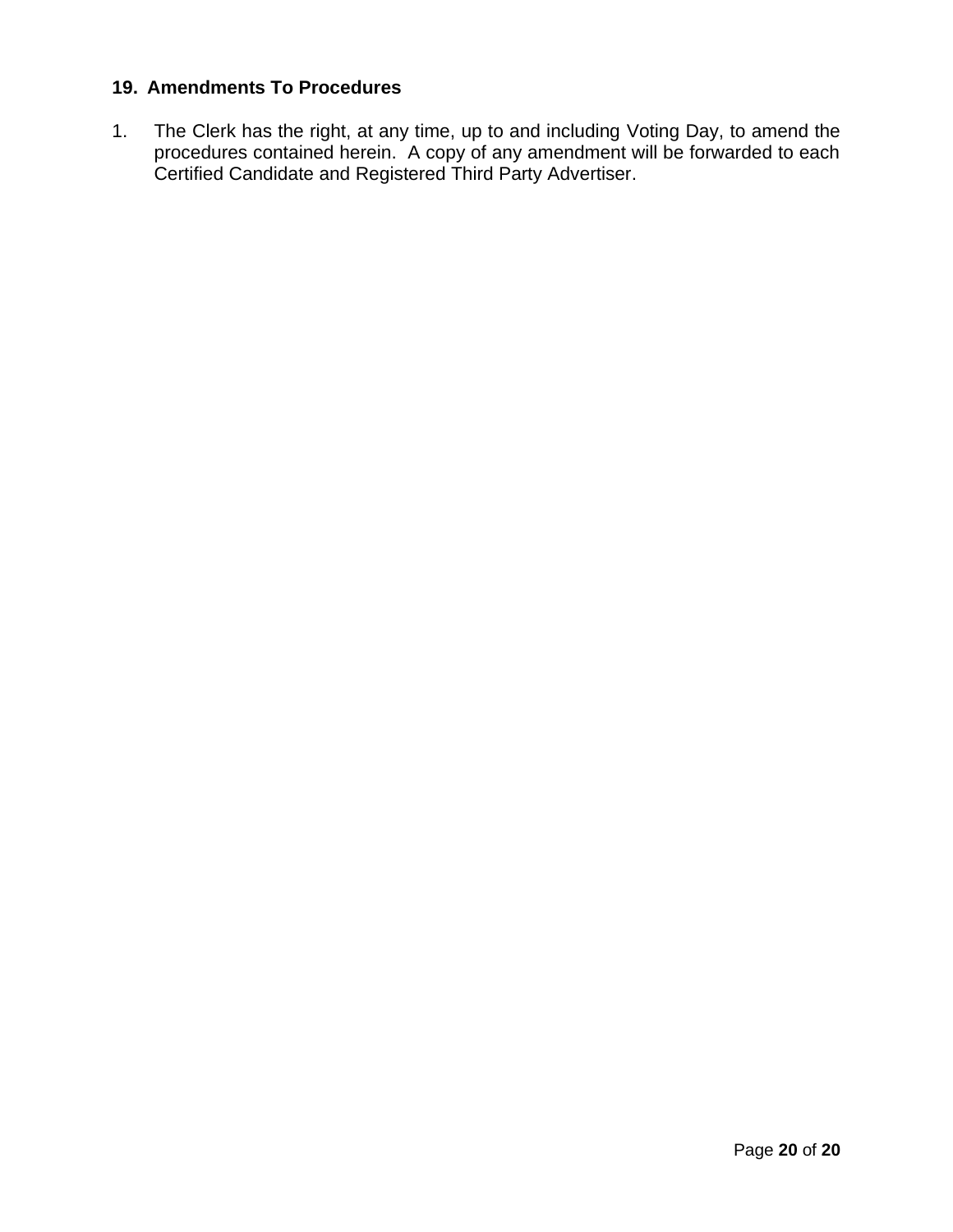## 19. Amendments To Procedures

1. The Clerk has the right, at any time, up to and including Voting Day, to amend the procedures contained herein. A copy of any amendment will be forwarded to each Certified Candidate and Registered Third Party Advertiser.